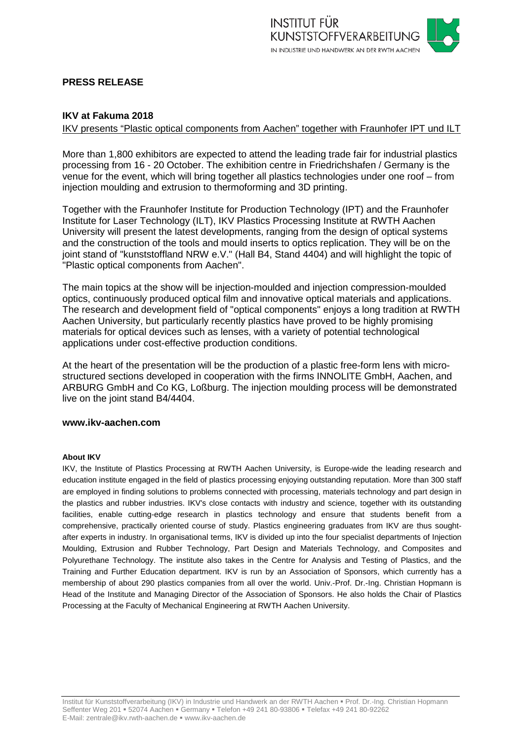## PRESS RELEASE

### IKV at Fakuma 2018

IKV presents "Plastic optical components from Aachen" together with Fraunhofer IPT und ILT

More than 1,800 exhibitors are expected to attend the leading trade fair for industrial plastics processing from 16 - 20 October. The exhibition centre in Friedrichshafen / Germany is the venue for the event, which will bring together all plastics technologies under one roof – from injection moulding and extrusion to thermoforming and 3D printing.

Together with the Fraunhofer Institute for Production Technology (IPT) and the Fraunhofer Institute for Laser Technology (ILT), IKV Plastics Processing Institute at RWTH Aachen University will present the latest developments, ranging from the design of optical systems and the construction of the tools and mould inserts to optics replication. They will be on the joint stand of "kunststoffland NRW e.V." (Hall B4, Stand 4404) and will highlight the topic of "Plastic optical components from Aachen".

The main topics at the show will be injection-moulded and injection compression-moulded optics, continuously produced optical film and innovative optical materials and applications. The research and development field of "optical components" enjoys a long tradition at RWTH Aachen University, but particularly recently plastics have proved to be highly promising materials for optical devices such as lenses, with a variety of potential technological applications under cost-effective production conditions.

At the heart of the presentation will be the production of a plastic free-form lens with micro-structured sections developed in cooperation with the firms INNOLITE GmbH, Aachen, and ARBURG GmbH and Co KG, Loßburg. The injection moulding process will be demonstrated live on the joint stand B4/4404.

**www.ikv-aachen.com**

**About IKV**

IKV, the Institute of Plastics Processing at RWTH Aachen University, is Europe-wide the leading research and education institute engaged in the field of plastics processing enjoying outstanding reputation. More than 300 staff are employed in finding solutions to problems connected with processing, materials technology and part design in the plastics and rubber industries. IKV's close contacts with industry and science, together with its outstanding facilities, enable cutting-edge research in plastics technology and ensure that students benefit from a comprehensive, practically oriented course of study. Plastics engineering graduates from IKV are thus sought-after experts in industry. In organisational terms, IKV is divided up into the four specialist departments of Injection Moulding, Extrusion and Rubber Technology, Part Design and Materials Technology, and Composites and Polyurethane Technology. The institute also takes in the Centre for Analysis and Testing of Plastics, and the Training and Further Education department. IKV is run by an Association of Sponsors, which currently has a membership of about 290 plastics companies from all over the world. Univ.-Prof. Dr.-Ing. Christian Hopmann is Head of the Institute and Managing Director of the Association of Sponsors. He also holds the Chair of Plastics Processing at the Faculty of Mechanical Engineering at RWTH Aachen University.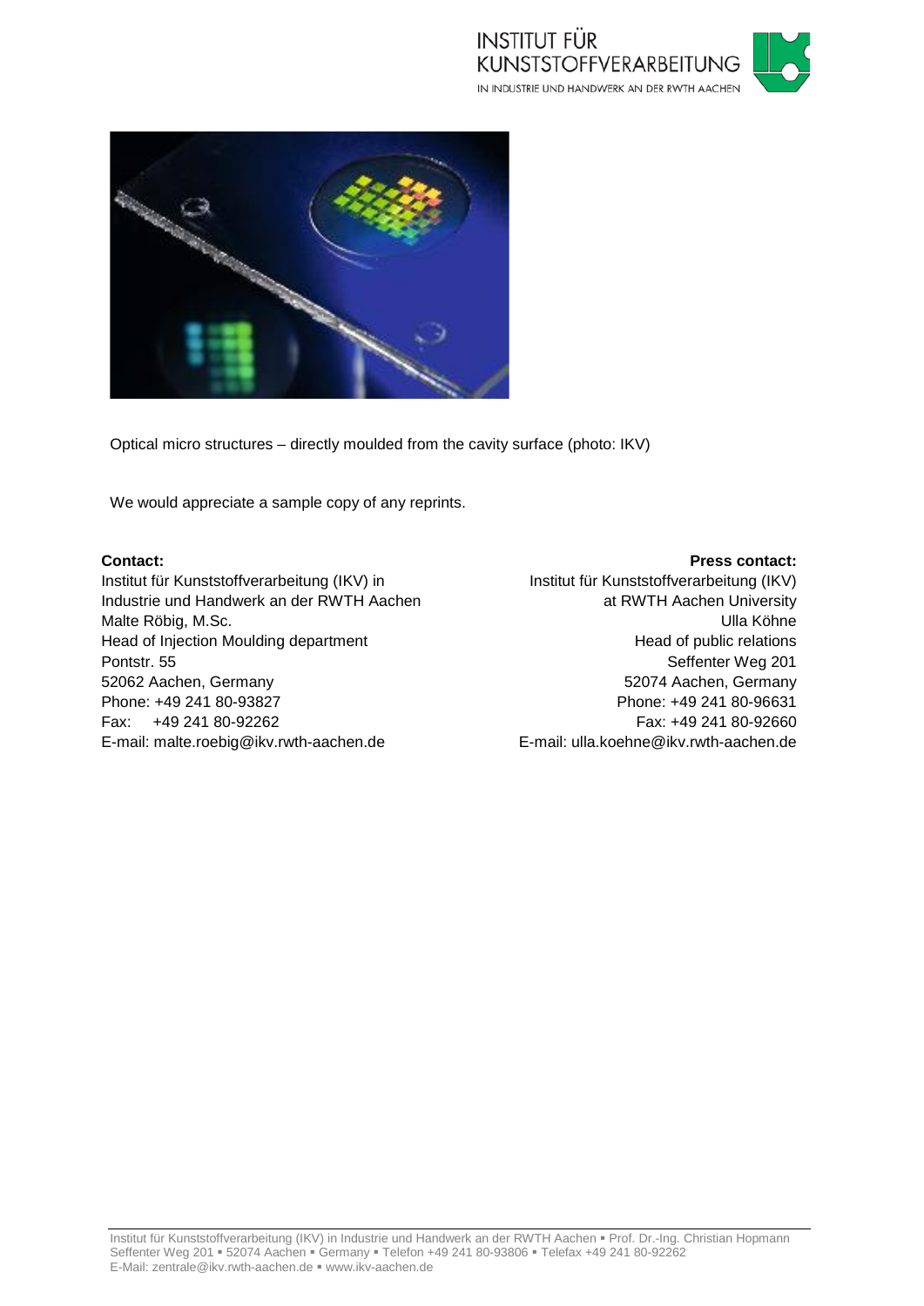Optical micro structures – directly moulded from the cavity surface (photo: IKV)

We would appreciate a sample copy of any reprints.

**Contact:**
Institut für Kunststoffverarbeitung (IKV) in
Industrie und Handwerk an der RWTH Aachen
Malte Röbig, M.Sc.
Head of Injection Moulding department
Pontstr. 55
52062 Aachen, Germany
Phone: +49 241 80-93827
Fax: +49 241 80-92262
E-mail: malte.roebig@ikv.rwth-aachen.de

**Press contact:**
Institut für Kunststoffverarbeitung (IKV)
at RWTH Aachen University
Ulla Köhne
Head of public relations
Seffenter Weg 201
52074 Aachen, Germany
Phone: +49 241 80-96631
Fax: +49 241 80-92660
E-mail: ulla.koehne@ikv.rwth-aachen.de